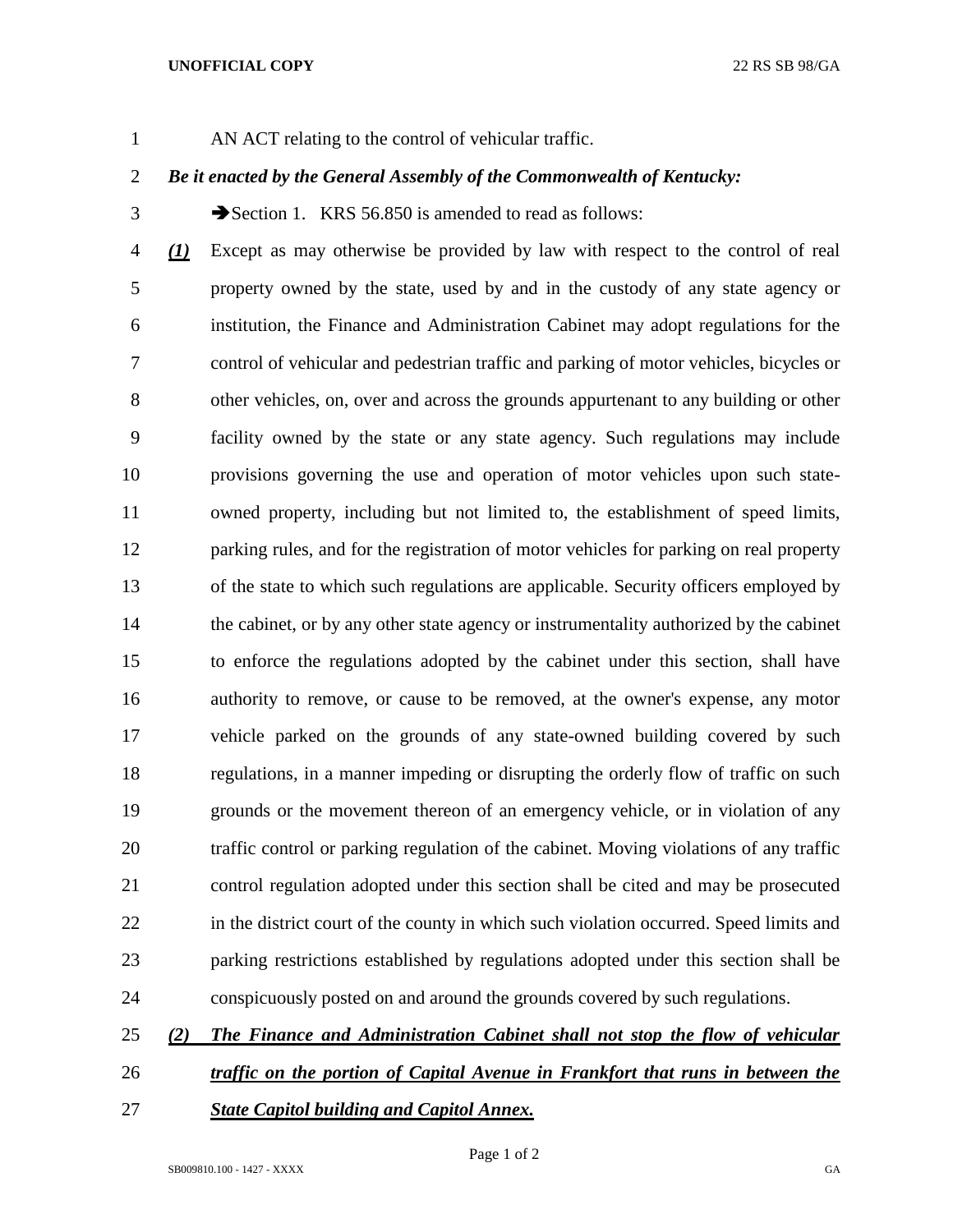AN ACT relating to the control of vehicular traffic.

***Be it enacted by the General Assembly of the Commonwealth of Kentucky:***

➔Section 1. KRS 56.850 is amended to read as follows:

***(1)*** Except as may otherwise be provided by law with respect to the control of real property owned by the state, used by and in the custody of any state agency or institution, the Finance and Administration Cabinet may adopt regulations for the control of vehicular and pedestrian traffic and parking of motor vehicles, bicycles or other vehicles, on, over and across the grounds appurtenant to any building or other facility owned by the state or any state agency. Such regulations may include provisions governing the use and operation of motor vehicles upon such state-owned property, including but not limited to, the establishment of speed limits, parking rules, and for the registration of motor vehicles for parking on real property of the state to which such regulations are applicable. Security officers employed by the cabinet, or by any other state agency or instrumentality authorized by the cabinet to enforce the regulations adopted by the cabinet under this section, shall have authority to remove, or cause to be removed, at the owner's expense, any motor vehicle parked on the grounds of any state-owned building covered by such regulations, in a manner impeding or disrupting the orderly flow of traffic on such grounds or the movement thereon of an emergency vehicle, or in violation of any traffic control or parking regulation of the cabinet. Moving violations of any traffic control regulation adopted under this section shall be cited and may be prosecuted in the district court of the county in which such violation occurred. Speed limits and parking restrictions established by regulations adopted under this section shall be conspicuously posted on and around the grounds covered by such regulations.

***(2) The Finance and Administration Cabinet shall not stop the flow of vehicular traffic on the portion of Capital Avenue in Frankfort that runs in between the State Capitol building and Capitol Annex.***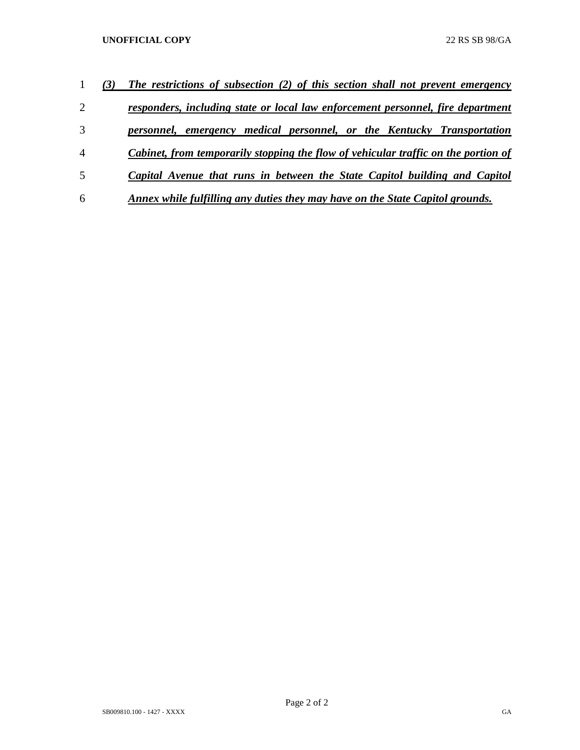*(3) The restrictions of subsection (2) of this section shall not prevent emergency responders, including state or local law enforcement personnel, fire department personnel, emergency medical personnel, or the Kentucky Transportation Cabinet, from temporarily stopping the flow of vehicular traffic on the portion of Capital Avenue that runs in between the State Capitol building and Capitol Annex while fulfilling any duties they may have on the State Capitol grounds.*